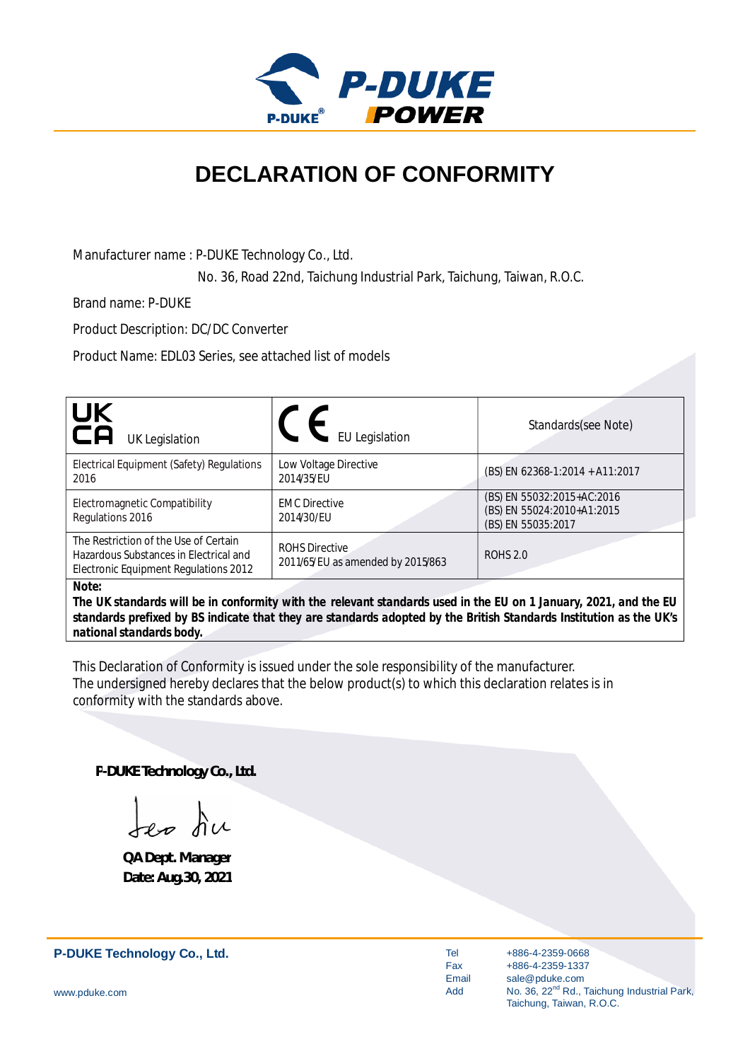# DECLARATION OF CONFORMITY

Manufacturer name : P-DUKE Technology Co., Ltd.

No. 36, Road 22nd, Taichung Industrial Park, Taichung, Taiwan, R.O.C.

Brand name: P-DUKE

Product Description: DC/DC Converter

Product Name: EDL03 Series, see attached list of models

| UKCA UK Legislation | CE EU Legislation | Standards(see Note) |
|---|---|---|
| Electrical Equipment (Safety) Regulations 2016 | Low Voltage Directive 2014/35/EU | (BS) EN 62368-1:2014 + A11:2017 |
| Electromagnetic Compatibility Regulations 2016 | EMC Directive 2014/30/EU | (BS) EN 55032:2015+AC:2016<br>(BS) EN 55024:2010+A1:2015<br>(BS) EN 55035:2017 |
| The Restriction of the Use of Certain Hazardous Substances in Electrical and Electronic Equipment Regulations 2012 | ROHS Directive 2011/65/EU as amended by 2015/863 | ROHS 2.0 |

***Note:***
***The UK standards will be in conformity with the relevant standards used in the EU on 1 January, 2021, and the EU standards prefixed by BS indicate that they are standards adopted by the British Standards Institution as the UK's national standards body.***

This Declaration of Conformity is issued under the sole responsibility of the manufacturer.
The undersigned hereby declares that the below product(s) to which this declaration relates is in conformity with the standards above.

**P-DUKE Technology Co., Ltd.**

**QA Dept. Manager**
**Date: Aug.30, 2021**

**P-DUKE Technology Co., Ltd.**

www.pduke.com

Tel +886-4-2359-0668
Fax +886-4-2359-1337
Email sale@pduke.com
Add No. 36, 22nd Rd., Taichung Industrial Park, Taichung, Taiwan, R.O.C.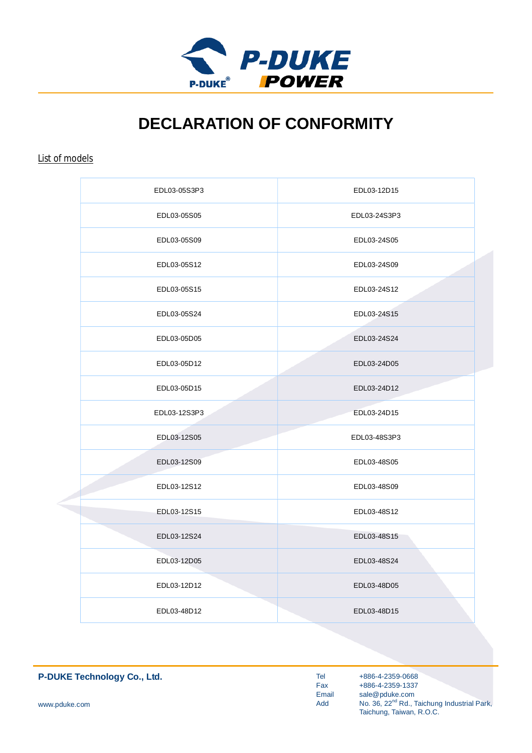# DECLARATION OF CONFORMITY

List of models

| | |
|---|---|
| EDL03-05S3P3 | EDL03-12D15 |
| EDL03-05S05 | EDL03-24S3P3 |
| EDL03-05S09 | EDL03-24S05 |
| EDL03-05S12 | EDL03-24S09 |
| EDL03-05S15 | EDL03-24S12 |
| EDL03-05S24 | EDL03-24S15 |
| EDL03-05D05 | EDL03-24S24 |
| EDL03-05D12 | EDL03-24D05 |
| EDL03-05D15 | EDL03-24D12 |
| EDL03-12S3P3 | EDL03-24D15 |
| EDL03-12S05 | EDL03-48S3P3 |
| EDL03-12S09 | EDL03-48S05 |
| EDL03-12S12 | EDL03-48S09 |
| EDL03-12S15 | EDL03-48S12 |
| EDL03-12S24 | EDL03-48S15 |
| EDL03-12D05 | EDL03-48S24 |
| EDL03-12D12 | EDL03-48D05 |
| EDL03-48D12 | EDL03-48D15 |

**P-DUKE Technology Co., Ltd.**

www.pduke.com

Tel +886-4-2359-0668
Fax +886-4-2359-1337
Email sale@pduke.com
Add No. 36, 22nd Rd., Taichung Industrial Park, Taichung, Taiwan, R.O.C.